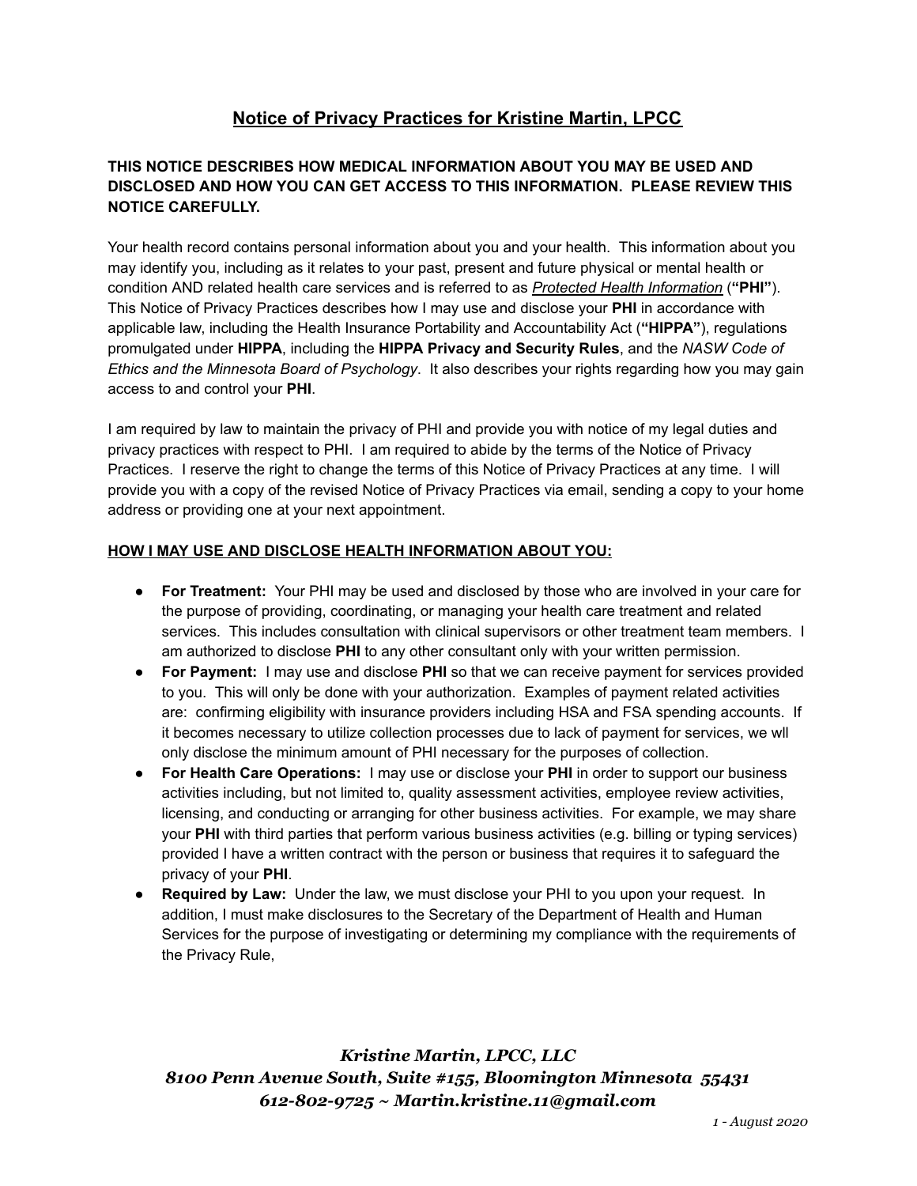# Notice of Privacy Practices for Kristine Martin, LPCC

**THIS NOTICE DESCRIBES HOW MEDICAL INFORMATION ABOUT YOU MAY BE USED AND DISCLOSED AND HOW YOU CAN GET ACCESS TO THIS INFORMATION. PLEASE REVIEW THIS NOTICE CAREFULLY.**

Your health record contains personal information about you and your health. This information about you may identify you, including as it relates to your past, present and future physical or mental health or condition AND related health care services and is referred to as ***Protected Health Information*** (**"PHI"**). This Notice of Privacy Practices describes how I may use and disclose your **PHI** in accordance with applicable law, including the Health Insurance Portability and Accountability Act (**"HIPPA"**), regulations promulgated under **HIPPA**, including the **HIPPA Privacy and Security Rules**, and the *NASW Code of Ethics and the Minnesota Board of Psychology*. It also describes your rights regarding how you may gain access to and control your **PHI**.

I am required by law to maintain the privacy of PHI and provide you with notice of my legal duties and privacy practices with respect to PHI. I am required to abide by the terms of the Notice of Privacy Practices. I reserve the right to change the terms of this Notice of Privacy Practices at any time. I will provide you with a copy of the revised Notice of Privacy Practices via email, sending a copy to your home address or providing one at your next appointment.

## HOW I MAY USE AND DISCLOSE HEALTH INFORMATION ABOUT YOU:

- **For Treatment:** Your PHI may be used and disclosed by those who are involved in your care for the purpose of providing, coordinating, or managing your health care treatment and related services. This includes consultation with clinical supervisors or other treatment team members. I am authorized to disclose **PHI** to any other consultant only with your written permission.
- **For Payment:** I may use and disclose **PHI** so that we can receive payment for services provided to you. This will only be done with your authorization. Examples of payment related activities are: confirming eligibility with insurance providers including HSA and FSA spending accounts. If it becomes necessary to utilize collection processes due to lack of payment for services, we wll only disclose the minimum amount of PHI necessary for the purposes of collection.
- **For Health Care Operations:** I may use or disclose your **PHI** in order to support our business activities including, but not limited to, quality assessment activities, employee review activities, licensing, and conducting or arranging for other business activities. For example, we may share your **PHI** with third parties that perform various business activities (e.g. billing or typing services) provided I have a written contract with the person or business that requires it to safeguard the privacy of your **PHI**.
- **Required by Law:** Under the law, we must disclose your PHI to you upon your request. In addition, I must make disclosures to the Secretary of the Department of Health and Human Services for the purpose of investigating or determining my compliance with the requirements of the Privacy Rule,

***Kristine Martin, LPCC, LLC***
***8100 Penn Avenue South, Suite #155, Bloomington Minnesota 55431***
***612-802-9725 ~ Martin.kristine.11@gmail.com***

*August 2020*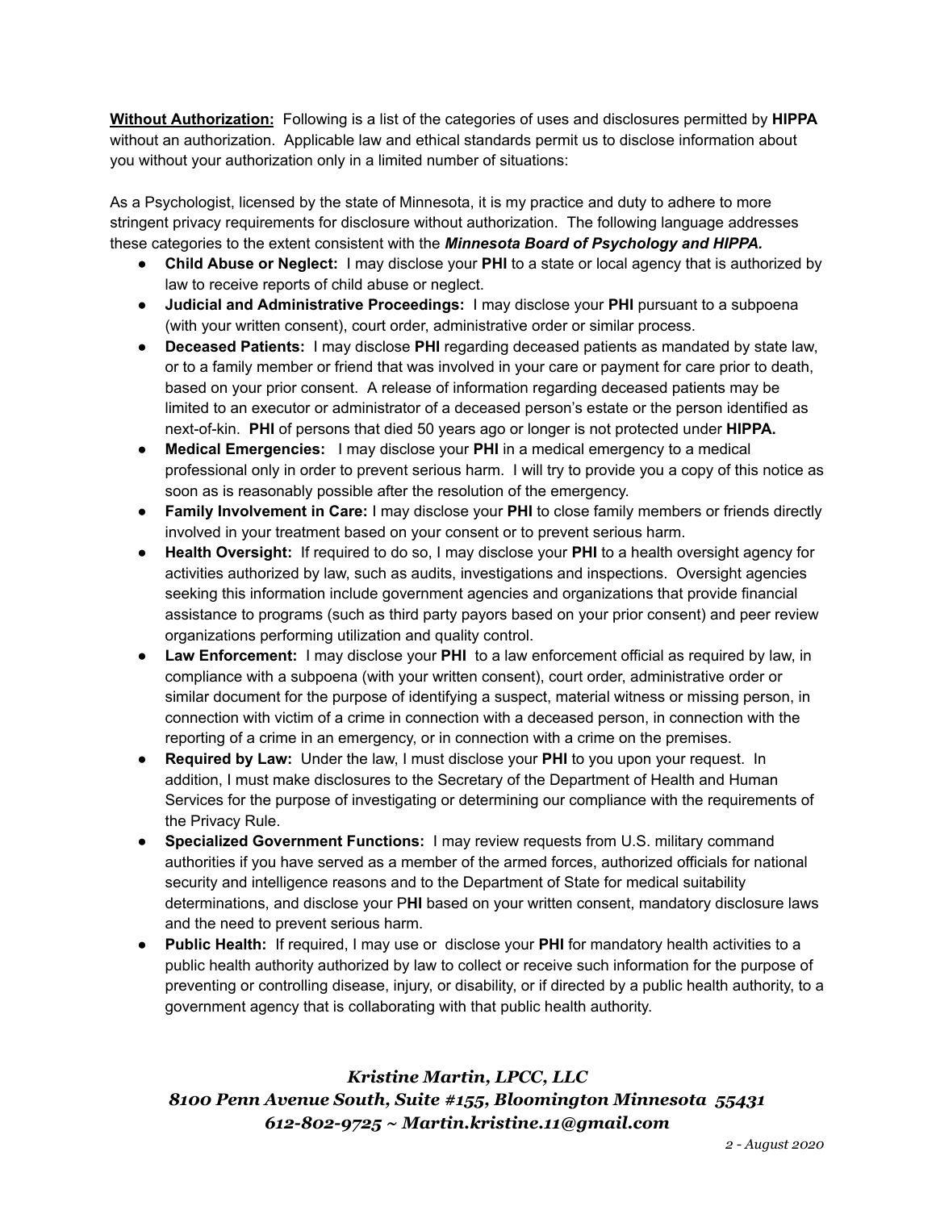**<u>Without Authorization:</u>** Following is a list of the categories of uses and disclosures permitted by **HIPPA** without an authorization. Applicable law and ethical standards permit us to disclose information about you without your authorization only in a limited number of situations:

As a Psychologist, licensed by the state of Minnesota, it is my practice and duty to adhere to more stringent privacy requirements for disclosure without authorization. The following language addresses these categories to the extent consistent with the ***Minnesota Board of Psychology and HIPPA.***

- **Child Abuse or Neglect:** I may disclose your **PHI** to a state or local agency that is authorized by law to receive reports of child abuse or neglect.
- **Judicial and Administrative Proceedings:** I may disclose your **PHI** pursuant to a subpoena (with your written consent), court order, administrative order or similar process.
- **Deceased Patients:** I may disclose **PHI** regarding deceased patients as mandated by state law, or to a family member or friend that was involved in your care or payment for care prior to death, based on your prior consent. A release of information regarding deceased patients may be limited to an executor or administrator of a deceased person's estate or the person identified as next-of-kin. **PHI** of persons that died 50 years ago or longer is not protected under **HIPPA.**
- **Medical Emergencies:** I may disclose your **PHI** in a medical emergency to a medical professional only in order to prevent serious harm. I will try to provide you a copy of this notice as soon as is reasonably possible after the resolution of the emergency.
- **Family Involvement in Care:** I may disclose your **PHI** to close family members or friends directly involved in your treatment based on your consent or to prevent serious harm.
- **Health Oversight:** If required to do so, I may disclose your **PHI** to a health oversight agency for activities authorized by law, such as audits, investigations and inspections. Oversight agencies seeking this information include government agencies and organizations that provide financial assistance to programs (such as third party payors based on your prior consent) and peer review organizations performing utilization and quality control.
- **Law Enforcement:** I may disclose your **PHI** to a law enforcement official as required by law, in compliance with a subpoena (with your written consent), court order, administrative order or similar document for the purpose of identifying a suspect, material witness or missing person, in connection with victim of a crime in connection with a deceased person, in connection with the reporting of a crime in an emergency, or in connection with a crime on the premises.
- **Required by Law:** Under the law, I must disclose your **PHI** to you upon your request. In addition, I must make disclosures to the Secretary of the Department of Health and Human Services for the purpose of investigating or determining our compliance with the requirements of the Privacy Rule.
- **Specialized Government Functions:** I may review requests from U.S. military command authorities if you have served as a member of the armed forces, authorized officials for national security and intelligence reasons and to the Department of State for medical suitability determinations, and disclose your P**HI** based on your written consent, mandatory disclosure laws and the need to prevent serious harm.
- **Public Health:** If required, I may use or disclose your **PHI** for mandatory health activities to a public health authority authorized by law to collect or receive such information for the purpose of preventing or controlling disease, injury, or disability, or if directed by a public health authority, to a government agency that is collaborating with that public health authority.

***Kristine Martin, LPCC, LLC***
***8100 Penn Avenue South, Suite #155, Bloomington Minnesota 55431***
***612-802-9725 ~ Martin.kristine.11@gmail.com***

*August 2020*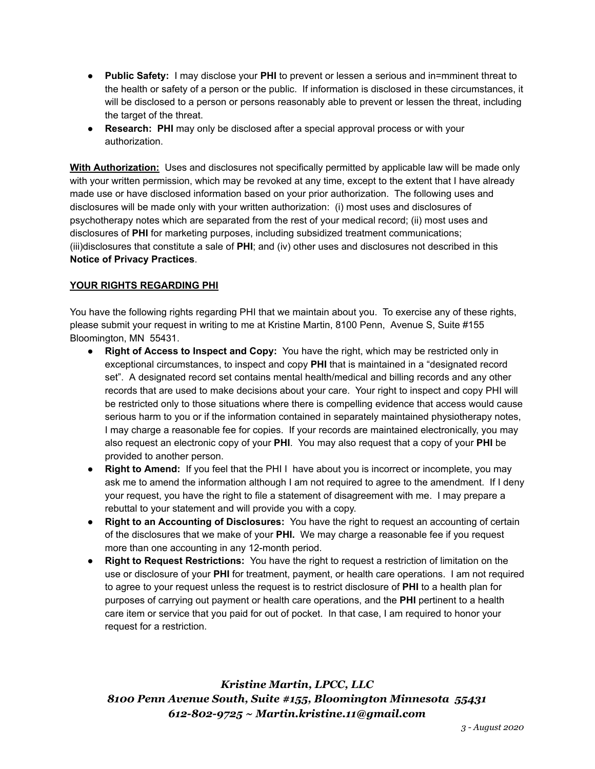- **Public Safety:** I may disclose your **PHI** to prevent or lessen a serious and in=mminent threat to the health or safety of a person or the public. If information is disclosed in these circumstances, it will be disclosed to a person or persons reasonably able to prevent or lessen the threat, including the target of the threat.
- **Research: PHI** may only be disclosed after a special approval process or with your authorization.

**With Authorization:** Uses and disclosures not specifically permitted by applicable law will be made only with your written permission, which may be revoked at any time, except to the extent that I have already made use or have disclosed information based on your prior authorization. The following uses and disclosures will be made only with your written authorization: (i) most uses and disclosures of psychotherapy notes which are separated from the rest of your medical record; (ii) most uses and disclosures of **PHI** for marketing purposes, including subsidized treatment communications; (iii)disclosures that constitute a sale of **PHI**; and (iv) other uses and disclosures not described in this **Notice of Privacy Practices**.

**YOUR RIGHTS REGARDING PHI**

You have the following rights regarding PHI that we maintain about you. To exercise any of these rights, please submit your request in writing to me at Kristine Martin, 8100 Penn, Avenue S, Suite #155 Bloomington, MN 55431.

- **Right of Access to Inspect and Copy:** You have the right, which may be restricted only in exceptional circumstances, to inspect and copy **PHI** that is maintained in a "designated record set". A designated record set contains mental health/medical and billing records and any other records that are used to make decisions about your care. Your right to inspect and copy PHI will be restricted only to those situations where there is compelling evidence that access would cause serious harm to you or if the information contained in separately maintained physiotherapy notes, I may charge a reasonable fee for copies. If your records are maintained electronically, you may also request an electronic copy of your **PHI**. You may also request that a copy of your **PHI** be provided to another person.
- **Right to Amend:** If you feel that the PHI I have about you is incorrect or incomplete, you may ask me to amend the information although I am not required to agree to the amendment. If I deny your request, you have the right to file a statement of disagreement with me. I may prepare a rebuttal to your statement and will provide you with a copy.
- **Right to an Accounting of Disclosures:** You have the right to request an accounting of certain of the disclosures that we make of your **PHI.** We may charge a reasonable fee if you request more than one accounting in any 12-month period.
- **Right to Request Restrictions:** You have the right to request a restriction of limitation on the use or disclosure of your **PHI** for treatment, payment, or health care operations. I am not required to agree to your request unless the request is to restrict disclosure of **PHI** to a health plan for purposes of carrying out payment or health care operations, and the **PHI** pertinent to a health care item or service that you paid for out of pocket. In that case, I am required to honor your request for a restriction.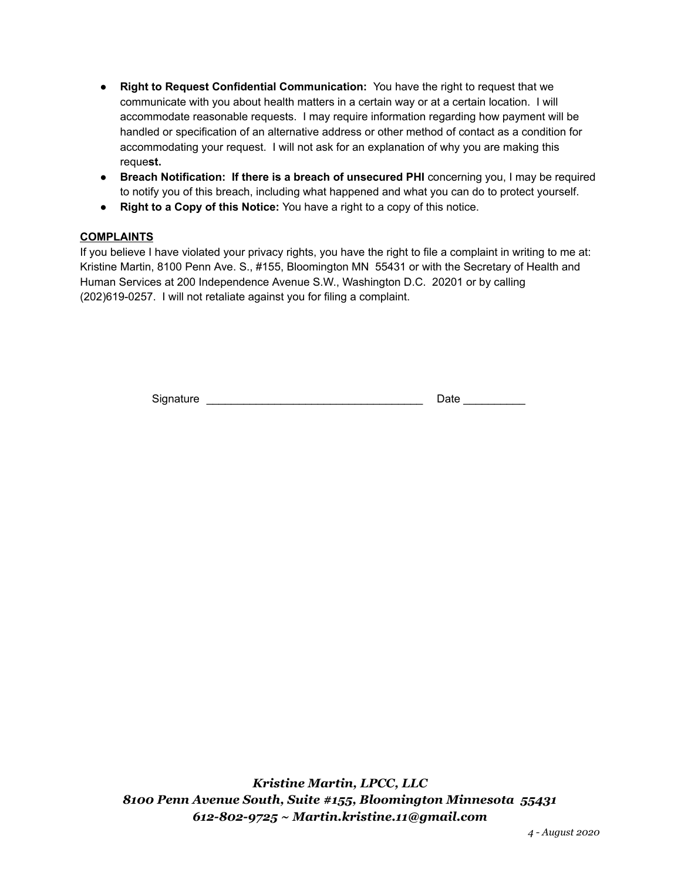- **Right to Request Confidential Communication:** You have the right to request that we communicate with you about health matters in a certain way or at a certain location. I will accommodate reasonable requests. I may require information regarding how payment will be handled or specification of an alternative address or other method of contact as a condition for accommodating your request. I will not ask for an explanation of why you are making this reque**st.**
- **Breach Notification: If there is a breach of unsecured PHI** concerning you, I may be required to notify you of this breach, including what happened and what you can do to protect yourself.
- **Right to a Copy of this Notice:** You have a right to a copy of this notice.

**COMPLAINTS**

If you believe I have violated your privacy rights, you have the right to file a complaint in writing to me at: Kristine Martin, 8100 Penn Ave. S., #155, Bloomington MN 55431 or with the Secretary of Health and Human Services at 200 Independence Avenue S.W., Washington D.C. 20201 or by calling (202)619-0257. I will not retaliate against you for filing a complaint.

Signature ___________________________________ Date __________

***Kristine Martin, LPCC, LLC***
***8100 Penn Avenue South, Suite #155, Bloomington Minnesota 55431***
***612-802-9725 ~ Martin.kristine.11@gmail.com***

*August 2020*